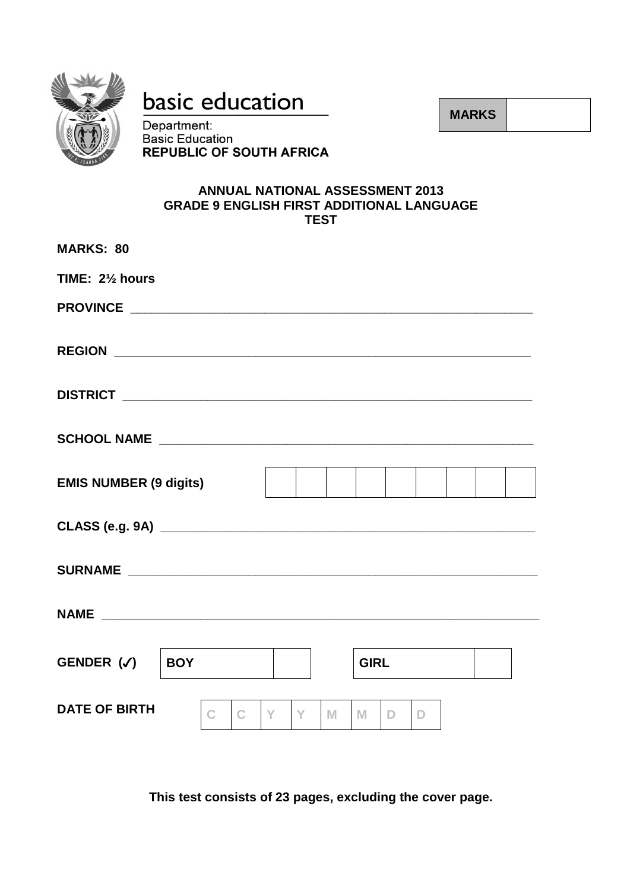basic education

Department:
Basic Education
**REPUBLIC OF SOUTH AFRICA**

| **MARKS** | |
|---|---|

**ANNUAL NATIONAL ASSESSMENT 2013**
**GRADE 9 ENGLISH FIRST ADDITIONAL LANGUAGE**
**TEST**

**MARKS: 80**

**TIME: 2½ hours**

**PROVINCE** ______________________________________________

**REGION** ______________________________________________

**DISTRICT** ______________________________________________

**SCHOOL NAME** ______________________________________________

**EMIS NUMBER (9 digits)**

| | | | | | | | | |
|---|---|---|---|---|---|---|---|---|
| | | | | | | | | |

**CLASS (e.g. 9A)** ______________________________________________

**SURNAME** ______________________________________________

**NAME** ______________________________________________

**GENDER (✓)**

| **BOY** | | **GIRL** | |
|---|---|---|---|

**DATE OF BIRTH**

| C | C | Y | Y | M | M | D | D |
|---|---|---|---|---|---|---|---|

**This test consists of 23 pages, excluding the cover page.**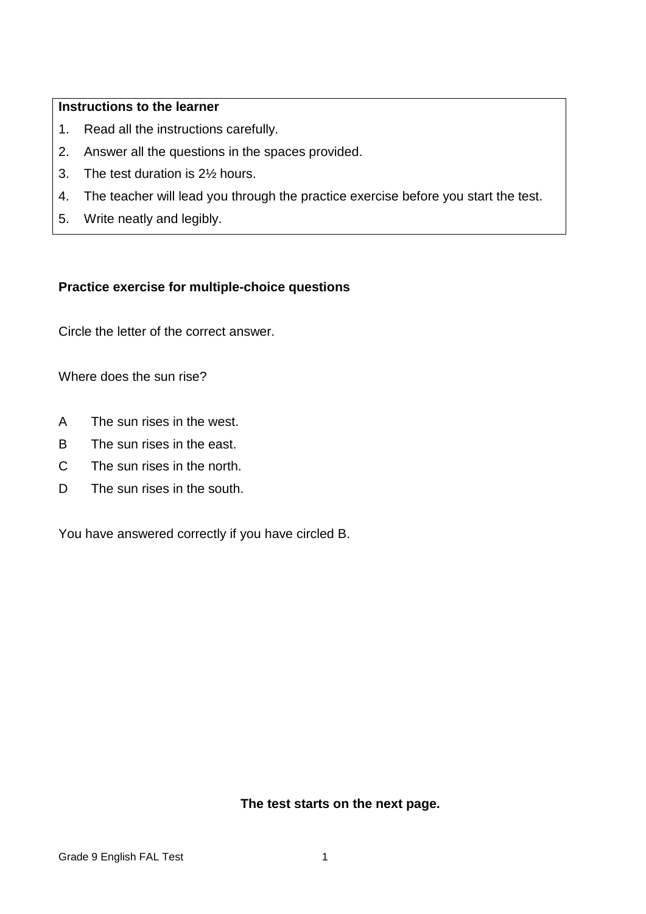**Instructions to the learner**

1. Read all the instructions carefully.
2. Answer all the questions in the spaces provided.
3. The test duration is 2½ hours.
4. The teacher will lead you through the practice exercise before you start the test.
5. Write neatly and legibly.

**Practice exercise for multiple-choice questions**

Circle the letter of the correct answer.

Where does the sun rise?

A The sun rises in the west.
B The sun rises in the east.
C The sun rises in the north.
D The sun rises in the south.

You have answered correctly if you have circled B.

**The test starts on the next page.**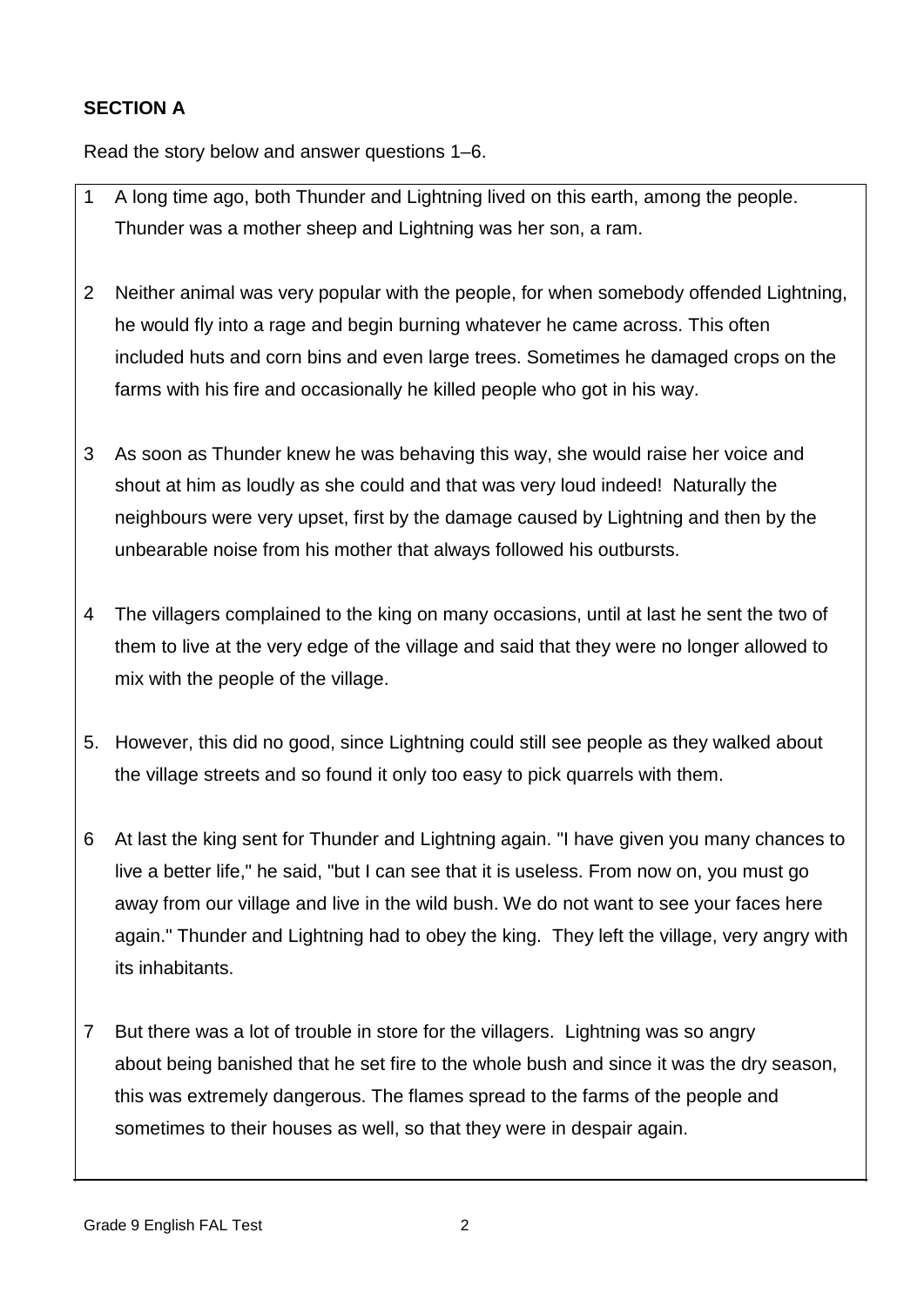**SECTION A**

Read the story below and answer questions 1–6.

1 A long time ago, both Thunder and Lightning lived on this earth, among the people. Thunder was a mother sheep and Lightning was her son, a ram.

2 Neither animal was very popular with the people, for when somebody offended Lightning, he would fly into a rage and begin burning whatever he came across. This often included huts and corn bins and even large trees. Sometimes he damaged crops on the farms with his fire and occasionally he killed people who got in his way.

3 As soon as Thunder knew he was behaving this way, she would raise her voice and shout at him as loudly as she could and that was very loud indeed! Naturally the neighbours were very upset, first by the damage caused by Lightning and then by the unbearable noise from his mother that always followed his outbursts.

4 The villagers complained to the king on many occasions, until at last he sent the two of them to live at the very edge of the village and said that they were no longer allowed to mix with the people of the village.

5. However, this did no good, since Lightning could still see people as they walked about the village streets and so found it only too easy to pick quarrels with them.

6 At last the king sent for Thunder and Lightning again. "I have given you many chances to live a better life," he said, "but I can see that it is useless. From now on, you must go away from our village and live in the wild bush. We do not want to see your faces here again." Thunder and Lightning had to obey the king. They left the village, very angry with its inhabitants.

7 But there was a lot of trouble in store for the villagers. Lightning was so angry about being banished that he set fire to the whole bush and since it was the dry season, this was extremely dangerous. The flames spread to the farms of the people and sometimes to their houses as well, so that they were in despair again.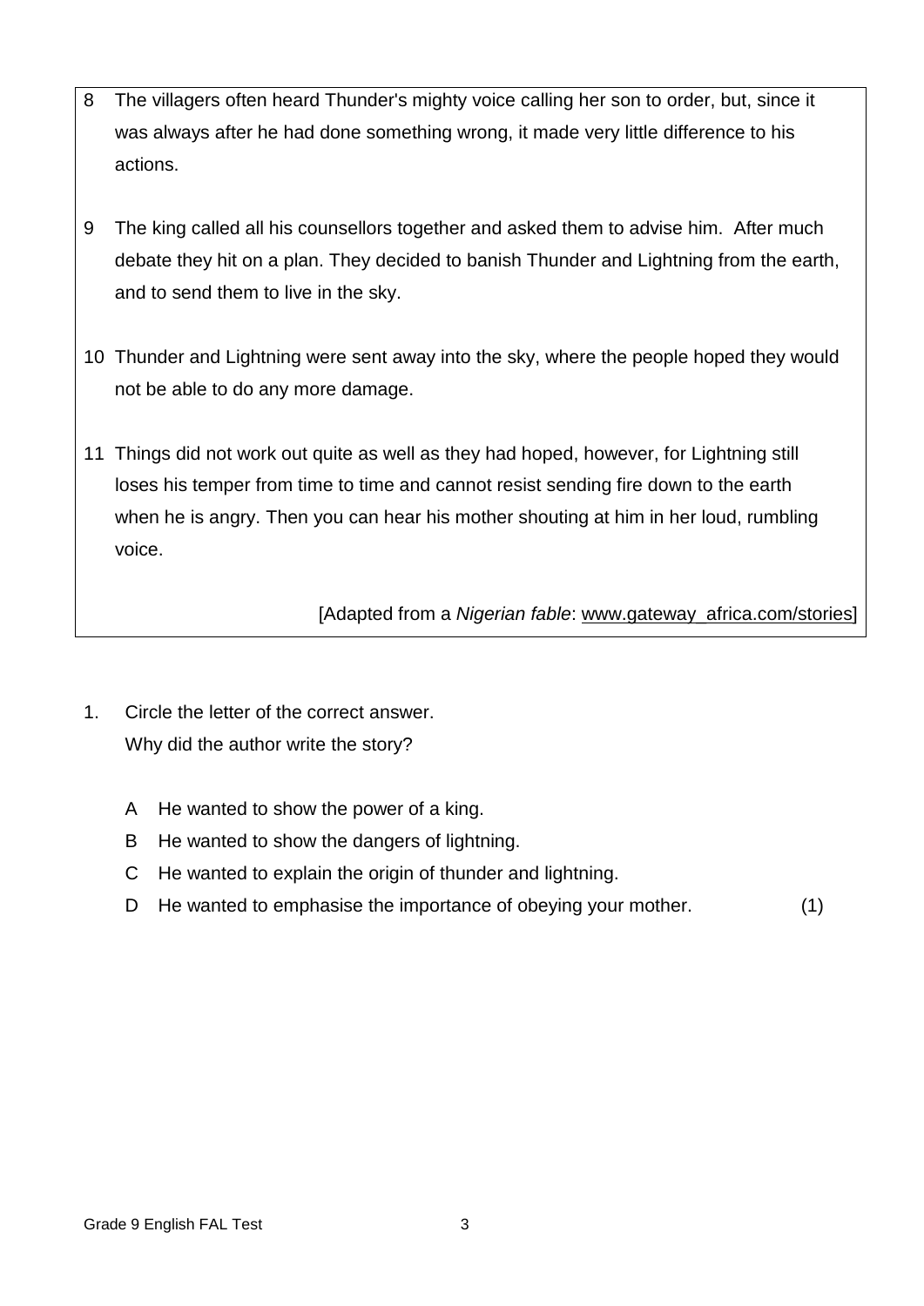8 The villagers often heard Thunder's mighty voice calling her son to order, but, since it was always after he had done something wrong, it made very little difference to his actions.

9 The king called all his counsellors together and asked them to advise him. After much debate they hit on a plan. They decided to banish Thunder and Lightning from the earth, and to send them to live in the sky.

10 Thunder and Lightning were sent away into the sky, where the people hoped they would not be able to do any more damage.

11 Things did not work out quite as well as they had hoped, however, for Lightning still loses his temper from time to time and cannot resist sending fire down to the earth when he is angry. Then you can hear his mother shouting at him in her loud, rumbling voice.

[Adapted from a *Nigerian fable*: www.gateway_africa.com/stories]

1. Circle the letter of the correct answer.
   Why did the author write the story?

   A He wanted to show the power of a king.
   B He wanted to show the dangers of lightning.
   C He wanted to explain the origin of thunder and lightning.
   D He wanted to emphasise the importance of obeying your mother. (1)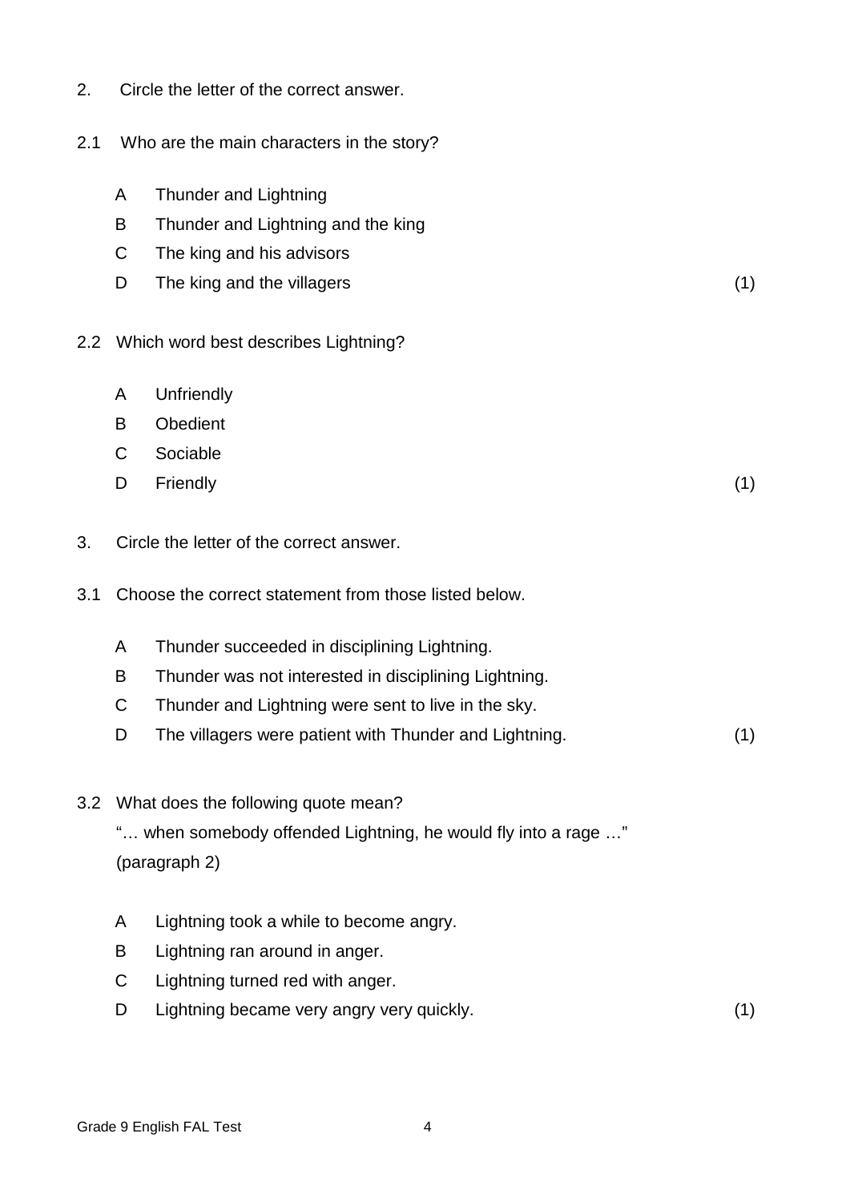2. Circle the letter of the correct answer.

2.1 Who are the main characters in the story?

- A Thunder and Lightning
- B Thunder and Lightning and the king
- C The king and his advisors
- D The king and the villagers (1)

2.2 Which word best describes Lightning?

- A Unfriendly
- B Obedient
- C Sociable
- D Friendly (1)

3. Circle the letter of the correct answer.

3.1 Choose the correct statement from those listed below.

- A Thunder succeeded in disciplining Lightning.
- B Thunder was not interested in disciplining Lightning.
- C Thunder and Lightning were sent to live in the sky.
- D The villagers were patient with Thunder and Lightning. (1)

3.2 What does the following quote mean?
"… when somebody offended Lightning, he would fly into a rage …"
(paragraph 2)

- A Lightning took a while to become angry.
- B Lightning ran around in anger.
- C Lightning turned red with anger.
- D Lightning became very angry very quickly. (1)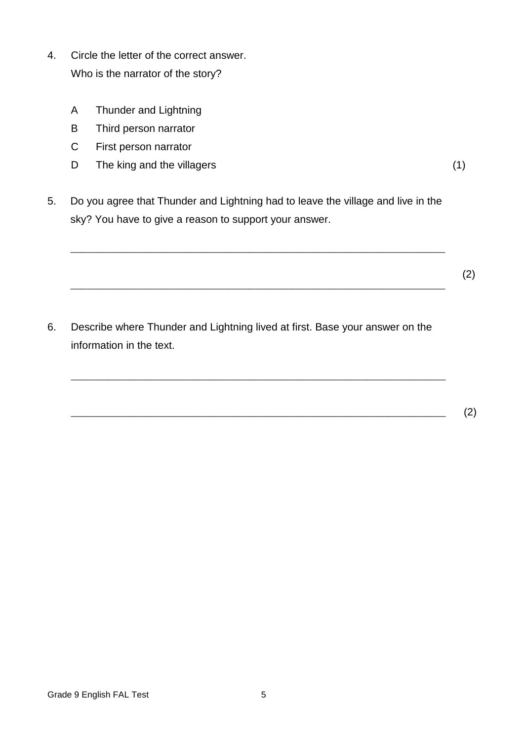4. Circle the letter of the correct answer.
   Who is the narrator of the story?

   A Thunder and Lightning
   B Third person narrator
   C First person narrator
   D The king and the villagers (1)

5. Do you agree that Thunder and Lightning had to leave the village and live in the sky? You have to give a reason to support your answer.

   ________________________________________________________________

   ________________________________________________________________ (2)

6. Describe where Thunder and Lightning lived at first. Base your answer on the information in the text.

   ________________________________________________________________

   ________________________________________________________________ (2)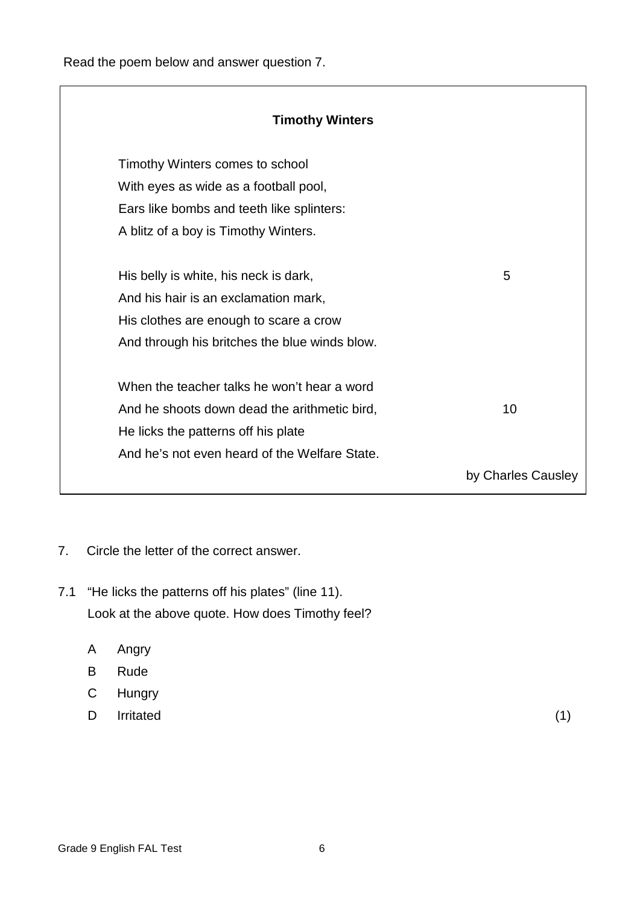Read the poem below and answer question 7.

**Timothy Winters**

Timothy Winters comes to school
With eyes as wide as a football pool,
Ears like bombs and teeth like splinters:
A blitz of a boy is Timothy Winters.

His belly is white, his neck is dark, 5
And his hair is an exclamation mark,
His clothes are enough to scare a crow
And through his britches the blue winds blow.

When the teacher talks he won't hear a word
And he shoots down dead the arithmetic bird, 10
He licks the patterns off his plate
And he's not even heard of the Welfare State.

by Charles Causley

7. Circle the letter of the correct answer.

7.1 "He licks the patterns off his plates" (line 11).
Look at the above quote. How does Timothy feel?

A Angry
B Rude
C Hungry
D Irritated (1)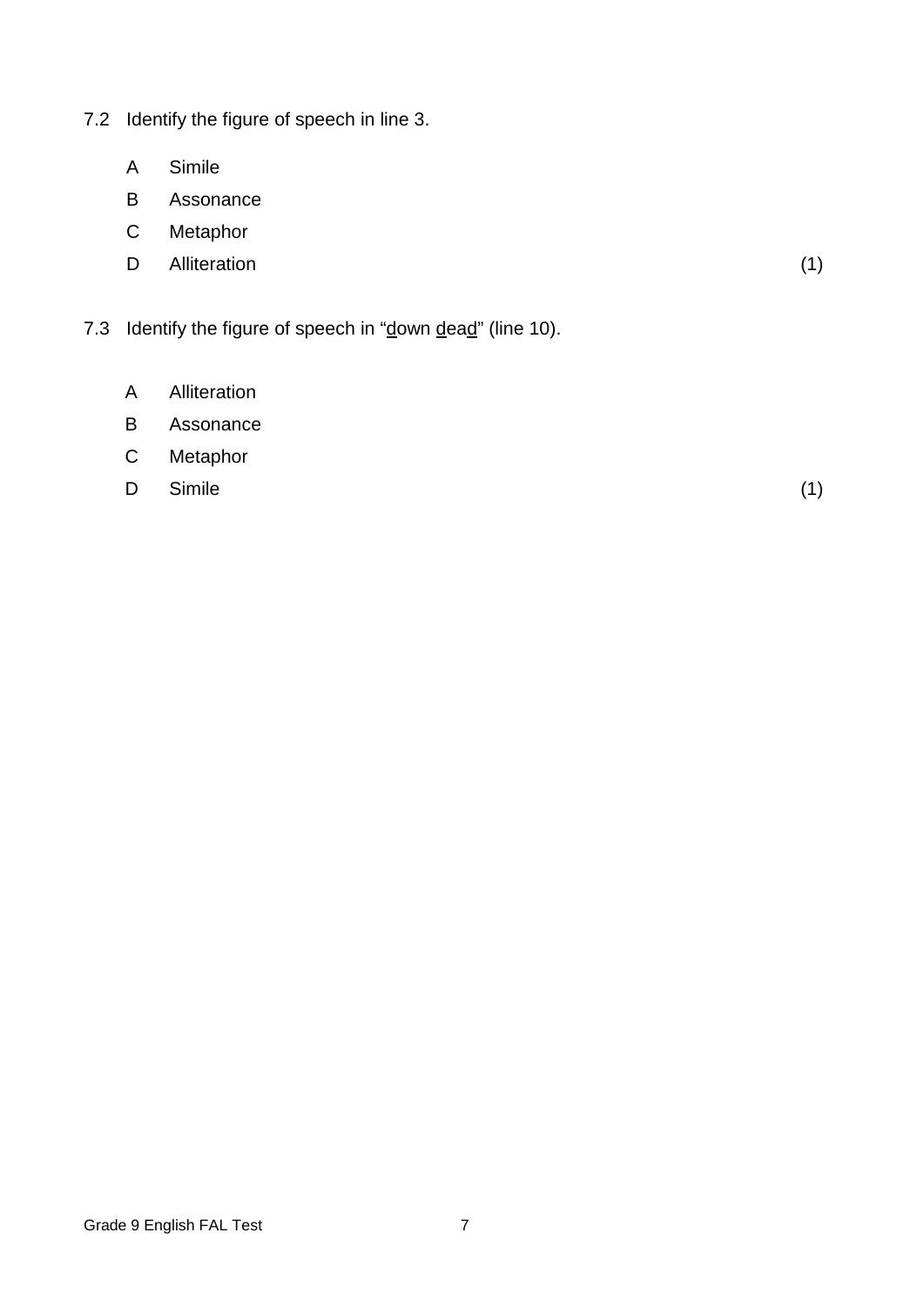7.2 Identify the figure of speech in line 3.

A Simile

B Assonance

C Metaphor

D Alliteration (1)

7.3 Identify the figure of speech in "<u>d</u>own <u>d</u>ea<u>d</u>" (line 10).

A Alliteration

B Assonance

C Metaphor

D Simile (1)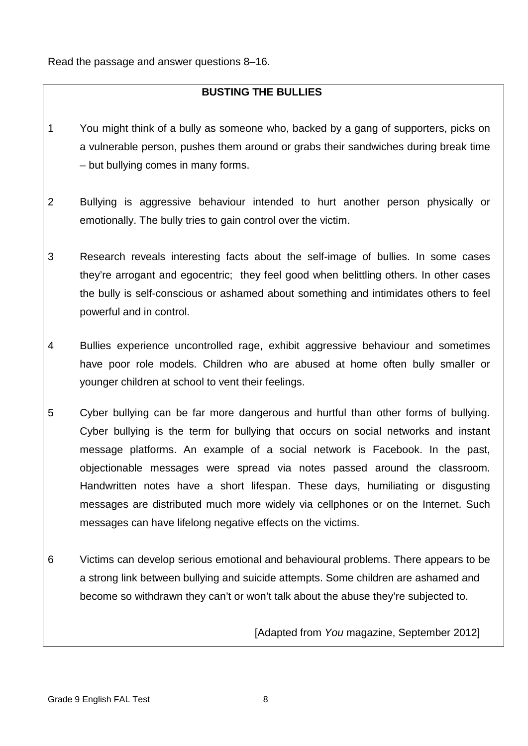Read the passage and answer questions 8–16.

## BUSTING THE BULLIES

1 You might think of a bully as someone who, backed by a gang of supporters, picks on a vulnerable person, pushes them around or grabs their sandwiches during break time – but bullying comes in many forms.

2 Bullying is aggressive behaviour intended to hurt another person physically or emotionally. The bully tries to gain control over the victim.

3 Research reveals interesting facts about the self-image of bullies. In some cases they're arrogant and egocentric; they feel good when belittling others. In other cases the bully is self-conscious or ashamed about something and intimidates others to feel powerful and in control.

4 Bullies experience uncontrolled rage, exhibit aggressive behaviour and sometimes have poor role models. Children who are abused at home often bully smaller or younger children at school to vent their feelings.

5 Cyber bullying can be far more dangerous and hurtful than other forms of bullying. Cyber bullying is the term for bullying that occurs on social networks and instant message platforms. An example of a social network is Facebook. In the past, objectionable messages were spread via notes passed around the classroom. Handwritten notes have a short lifespan. These days, humiliating or disgusting messages are distributed much more widely via cellphones or on the Internet. Such messages can have lifelong negative effects on the victims.

6 Victims can develop serious emotional and behavioural problems. There appears to be a strong link between bullying and suicide attempts. Some children are ashamed and become so withdrawn they can't or won't talk about the abuse they're subjected to.

[Adapted from *You* magazine, September 2012]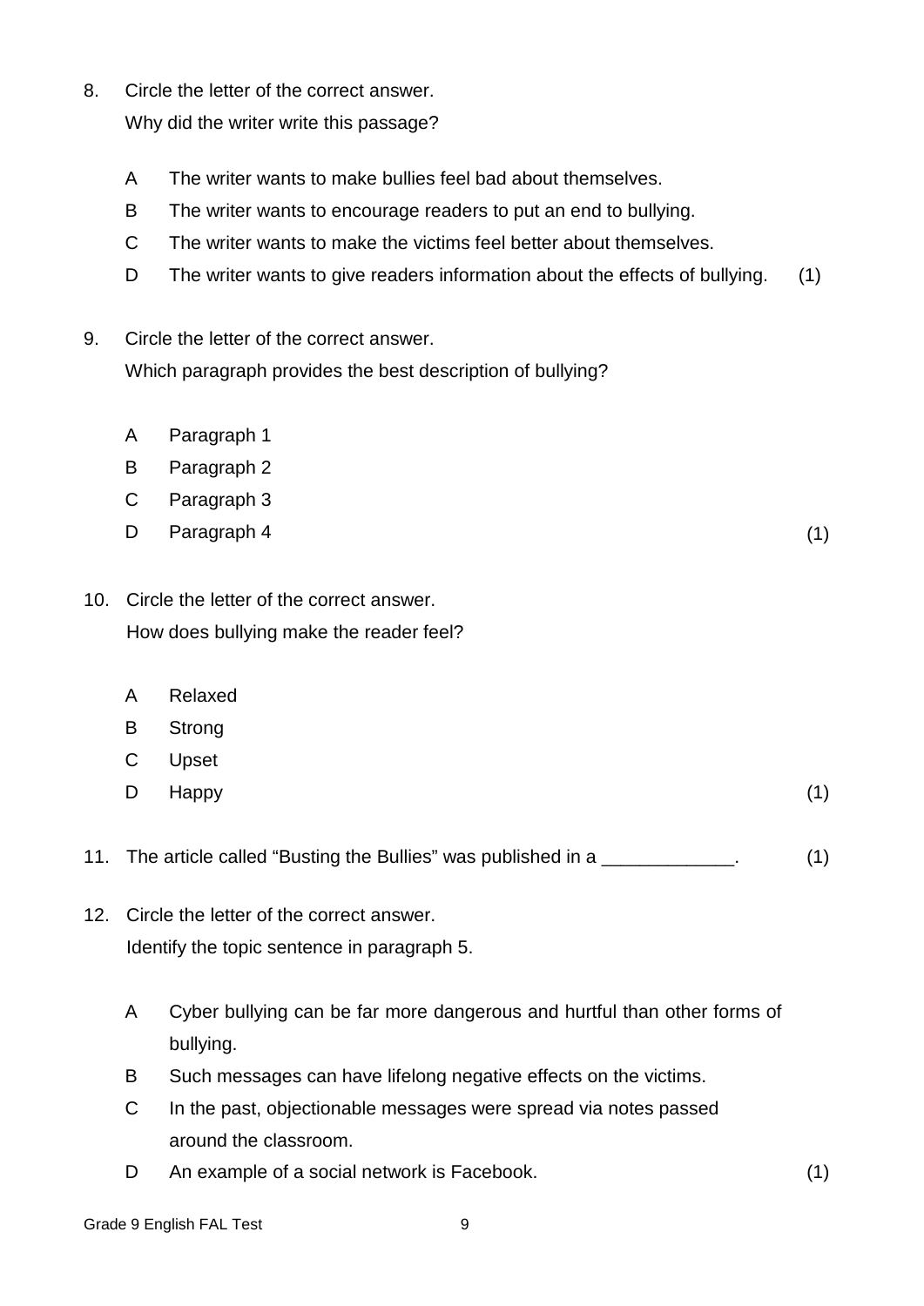8. Circle the letter of the correct answer.
   Why did the writer write this passage?

   A The writer wants to make bullies feel bad about themselves.
   B The writer wants to encourage readers to put an end to bullying.
   C The writer wants to make the victims feel better about themselves.
   D The writer wants to give readers information about the effects of bullying. (1)

9. Circle the letter of the correct answer.
   Which paragraph provides the best description of bullying?

   A Paragraph 1
   B Paragraph 2
   C Paragraph 3
   D Paragraph 4 (1)

10. Circle the letter of the correct answer.
    How does bullying make the reader feel?

    A Relaxed
    B Strong
    C Upset
    D Happy (1)

11. The article called "Busting the Bullies" was published in a _____________. (1)

12. Circle the letter of the correct answer.
    Identify the topic sentence in paragraph 5.

    A Cyber bullying can be far more dangerous and hurtful than other forms of bullying.
    B Such messages can have lifelong negative effects on the victims.
    C In the past, objectionable messages were spread via notes passed around the classroom.
    D An example of a social network is Facebook. (1)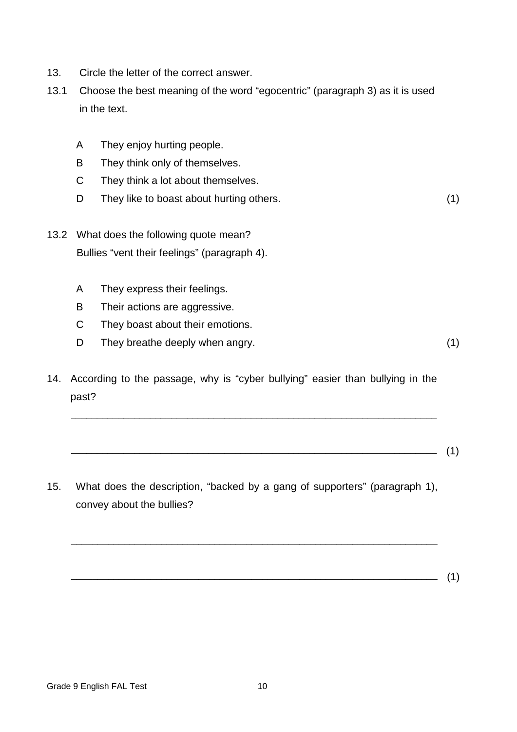13. Circle the letter of the correct answer.

13.1 Choose the best meaning of the word "egocentric" (paragraph 3) as it is used in the text.

- A They enjoy hurting people.
- B They think only of themselves.
- C They think a lot about themselves.
- D They like to boast about hurting others. (1)

13.2 What does the following quote mean?
Bullies "vent their feelings" (paragraph 4).

- A They express their feelings.
- B Their actions are aggressive.
- C They boast about their emotions.
- D They breathe deeply when angry. (1)

14. According to the passage, why is "cyber bullying" easier than bullying in the past?

_______________________________________________________________

_______________________________________________________________ (1)

15. What does the description, "backed by a gang of supporters" (paragraph 1), convey about the bullies?

_______________________________________________________________

_______________________________________________________________ (1)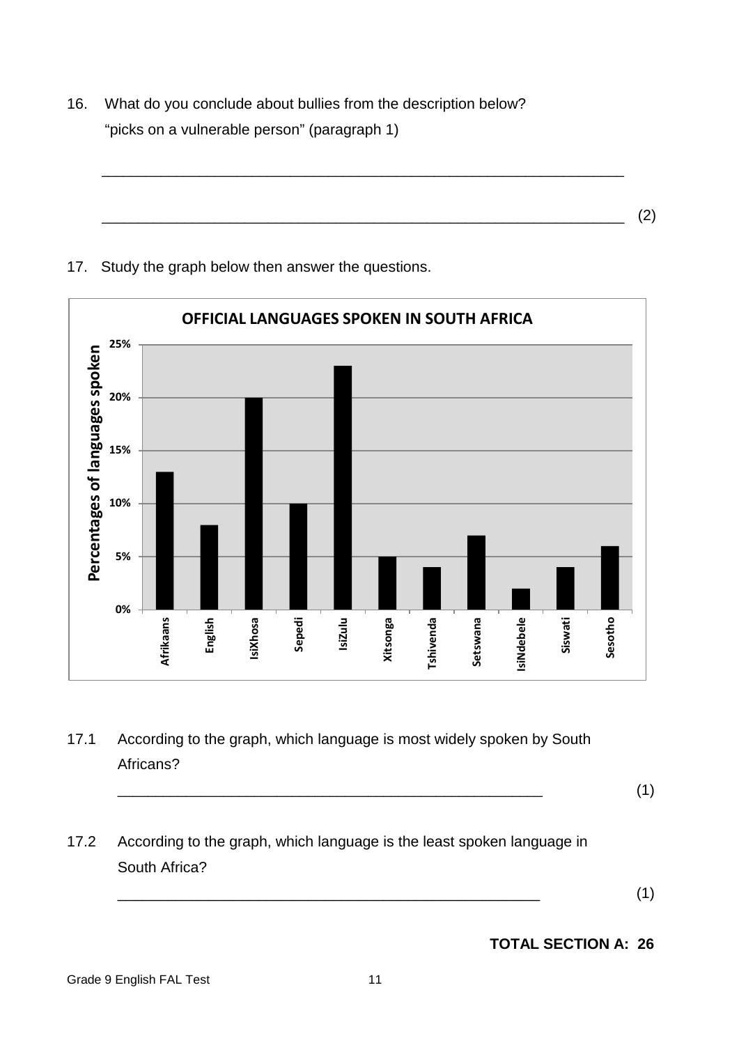16. What do you conclude about bullies from the description below?
"picks on a vulnerable person" (paragraph 1)

_______________________________________________________________

_______________________________________________________________ (2)

17. Study the graph below then answer the questions.

**OFFICIAL LANGUAGES SPOKEN IN SOUTH AFRICA**

| Language | Percentages of languages spoken |
|---|---|
| Afrikaans | 13% |
| English | 8% |
| IsiXhosa | 20% |
| Sepedi | 10% |
| IsiZulu | 23% |
| Xitsonga | 5% |
| Tshivenda | 4% |
| Setswana | 7% |
| IsiNdebele | 2% |
| Siswati | 4% |
| Sesotho | 6% |

17.1 According to the graph, which language is most widely spoken by South Africans?

_______________________________________________________________ (1)

17.2 According to the graph, which language is the least spoken language in South Africa?

_______________________________________________________________ (1)

**TOTAL SECTION A: 26**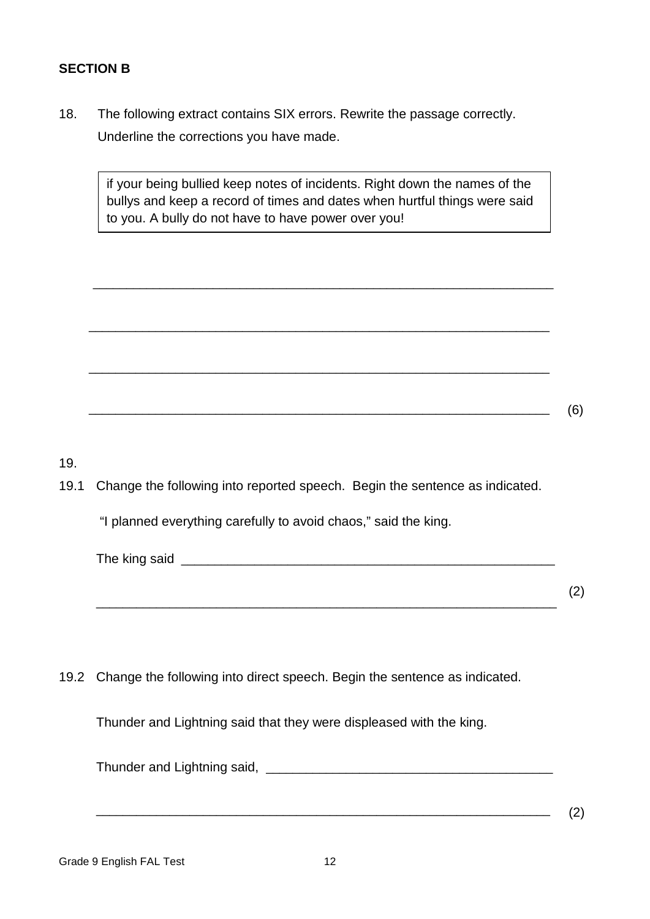**SECTION B**

18. The following extract contains SIX errors. Rewrite the passage correctly. Underline the corrections you have made.

> if your being bullied keep notes of incidents. Right down the names of the bullys and keep a record of times and dates when hurtful things were said to you. A bully do not have to have power over you!

_______________________________________________________________

_______________________________________________________________

_______________________________________________________________

_______________________________________________________________ (6)

19.

19.1 Change the following into reported speech. Begin the sentence as indicated.

"I planned everything carefully to avoid chaos," said the king.

The king said _______________________________________________

_______________________________________________________________ (2)

19.2 Change the following into direct speech. Begin the sentence as indicated.

Thunder and Lightning said that they were displeased with the king.

Thunder and Lightning said, __________________________________

_______________________________________________________________ (2)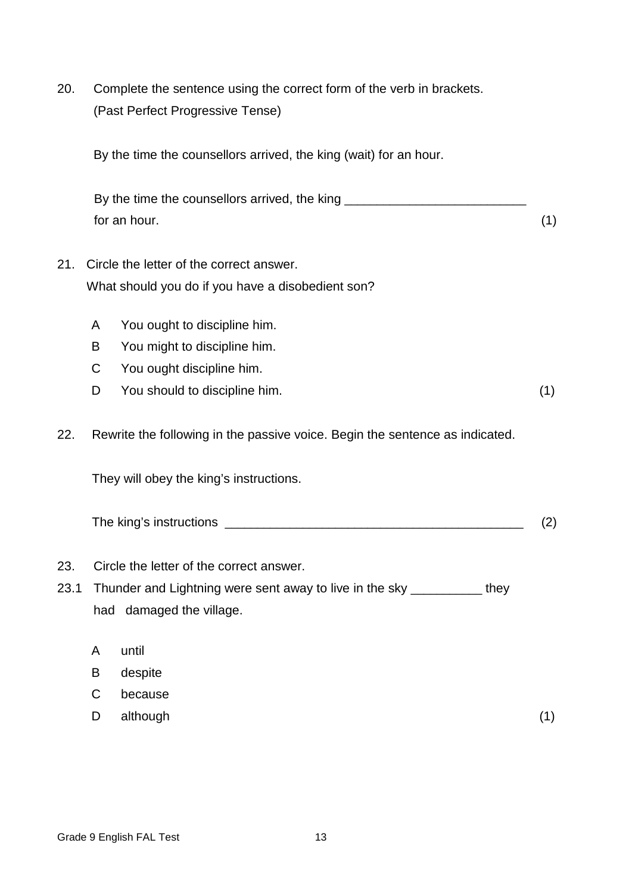20. Complete the sentence using the correct form of the verb in brackets. (Past Perfect Progressive Tense)

By the time the counsellors arrived, the king (wait) for an hour.

By the time the counsellors arrived, the king __________________________ for an hour. (1)

21. Circle the letter of the correct answer.
What should you do if you have a disobedient son?

A You ought to discipline him.
B You might to discipline him.
C You ought discipline him.
D You should to discipline him. (1)

22. Rewrite the following in the passive voice. Begin the sentence as indicated.

They will obey the king's instructions.

The king's instructions ____________________________________________ (2)

23. Circle the letter of the correct answer.

23.1 Thunder and Lightning were sent away to live in the sky __________ they had damaged the village.

A until
B despite
C because
D although (1)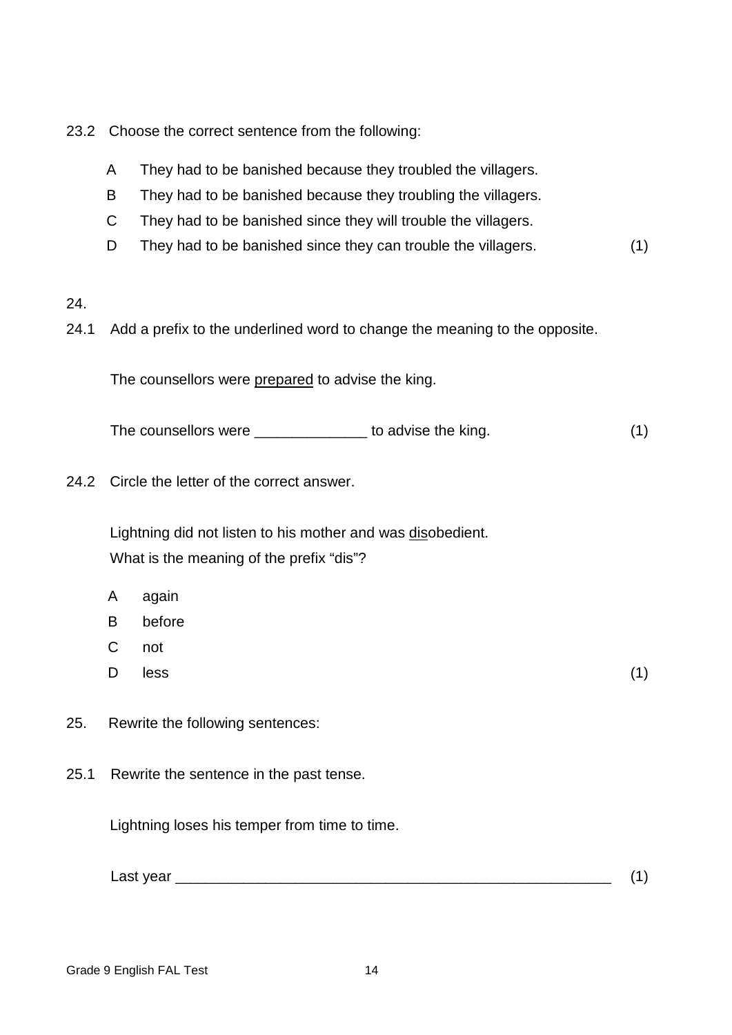23.2 Choose the correct sentence from the following:

A They had to be banished because they troubled the villagers.

B They had to be banished because they troubling the villagers.

C They had to be banished since they will trouble the villagers.

D They had to be banished since they can trouble the villagers. (1)

24.

24.1 Add a prefix to the underlined word to change the meaning to the opposite.

The counsellors were <u>prepared</u> to advise the king.

The counsellors were ______________ to advise the king. (1)

24.2 Circle the letter of the correct answer.

Lightning did not listen to his mother and was <u>dis</u>obedient.
What is the meaning of the prefix "dis"?

A again

B before

C not

D less (1)

25. Rewrite the following sentences:

25.1 Rewrite the sentence in the past tense.

Lightning loses his temper from time to time.

Last year ________________________________________________________ (1)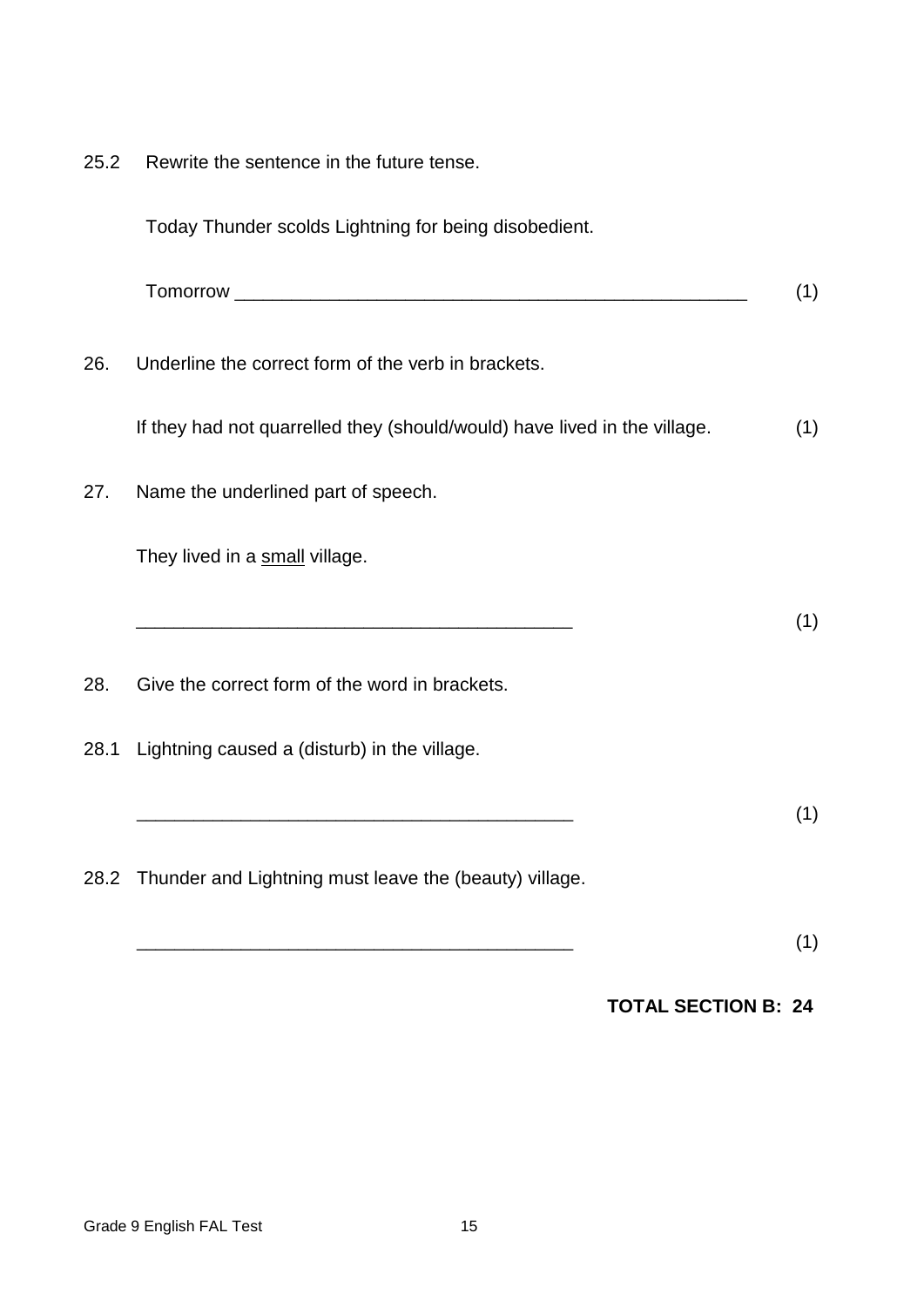25.2 Rewrite the sentence in the future tense.

Today Thunder scolds Lightning for being disobedient.

Tomorrow ___________________________________________________ (1)

26. Underline the correct form of the verb in brackets.

If they had not quarrelled they (should/would) have lived in the village. (1)

27. Name the underlined part of speech.

They lived in a <u>small</u> village.

___________________________________________ (1)

28. Give the correct form of the word in brackets.

28.1 Lightning caused a (disturb) in the village.

___________________________________________ (1)

28.2 Thunder and Lightning must leave the (beauty) village.

___________________________________________ (1)

**TOTAL SECTION B: 24**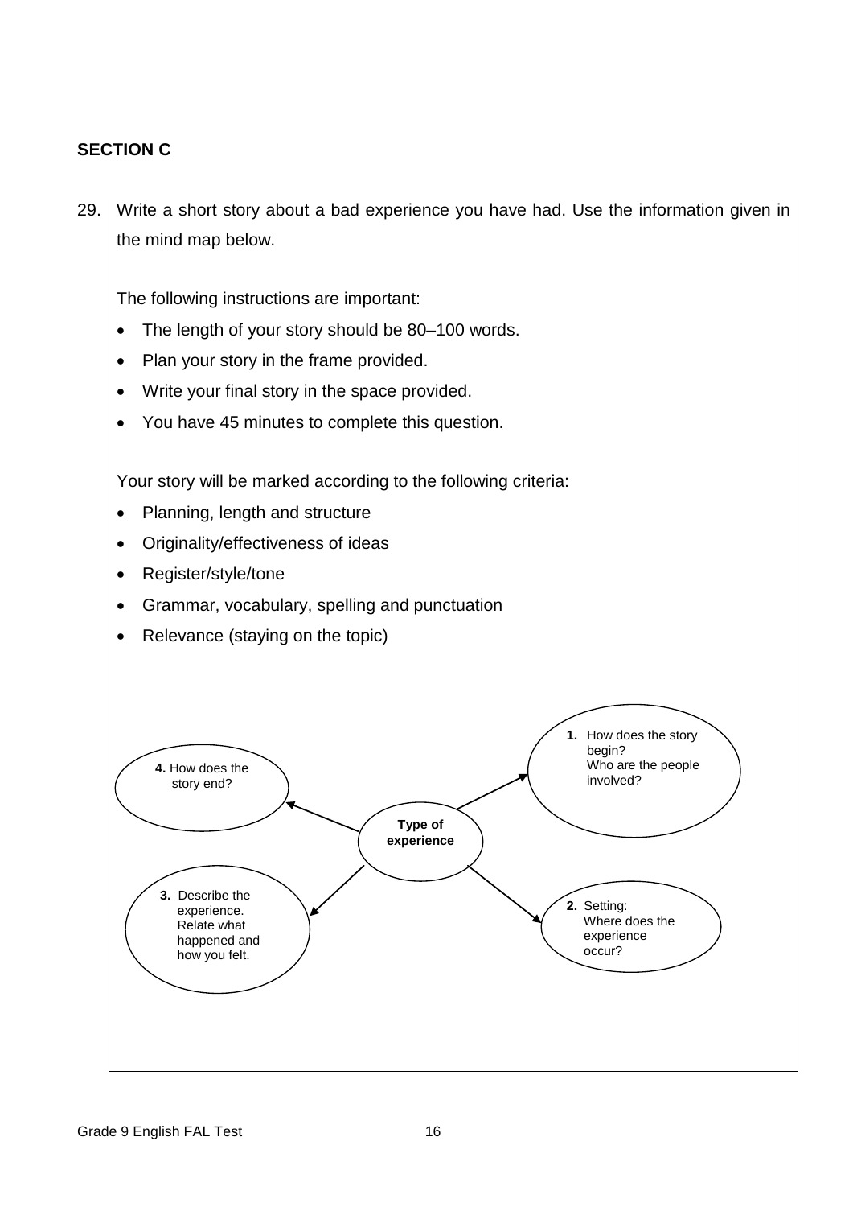## SECTION C

29. Write a short story about a bad experience you have had. Use the information given in the mind map below.

The following instructions are important:

- The length of your story should be 80–100 words.
- Plan your story in the frame provided.
- Write your final story in the space provided.
- You have 45 minutes to complete this question.

Your story will be marked according to the following criteria:

- Planning, length and structure
- Originality/effectiveness of ideas
- Register/style/tone
- Grammar, vocabulary, spelling and punctuation
- Relevance (staying on the topic)

**Type of experience**

**1.** How does the story begin? Who are the people involved?

**2.** Setting: Where does the experience occur?

**3.** Describe the experience. Relate what happened and how you felt.

**4.** How does the story end?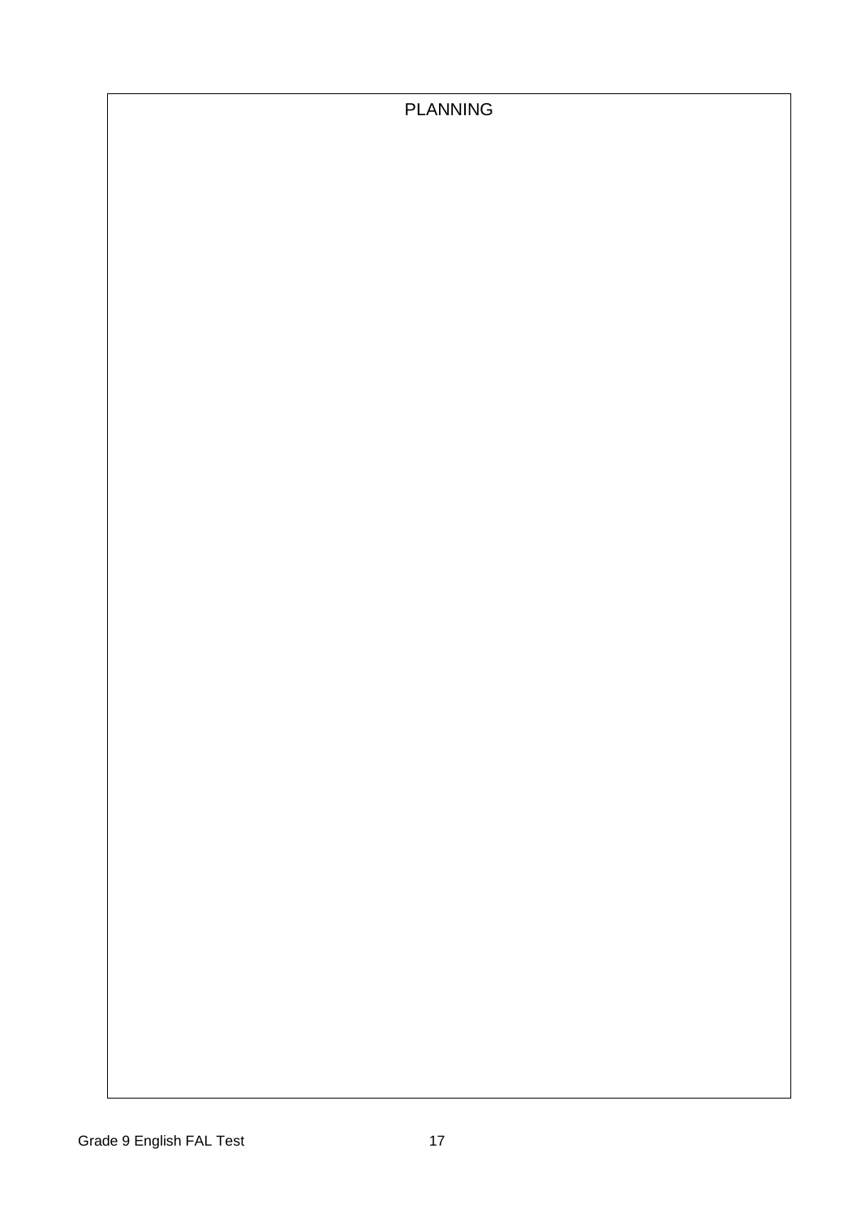PLANNING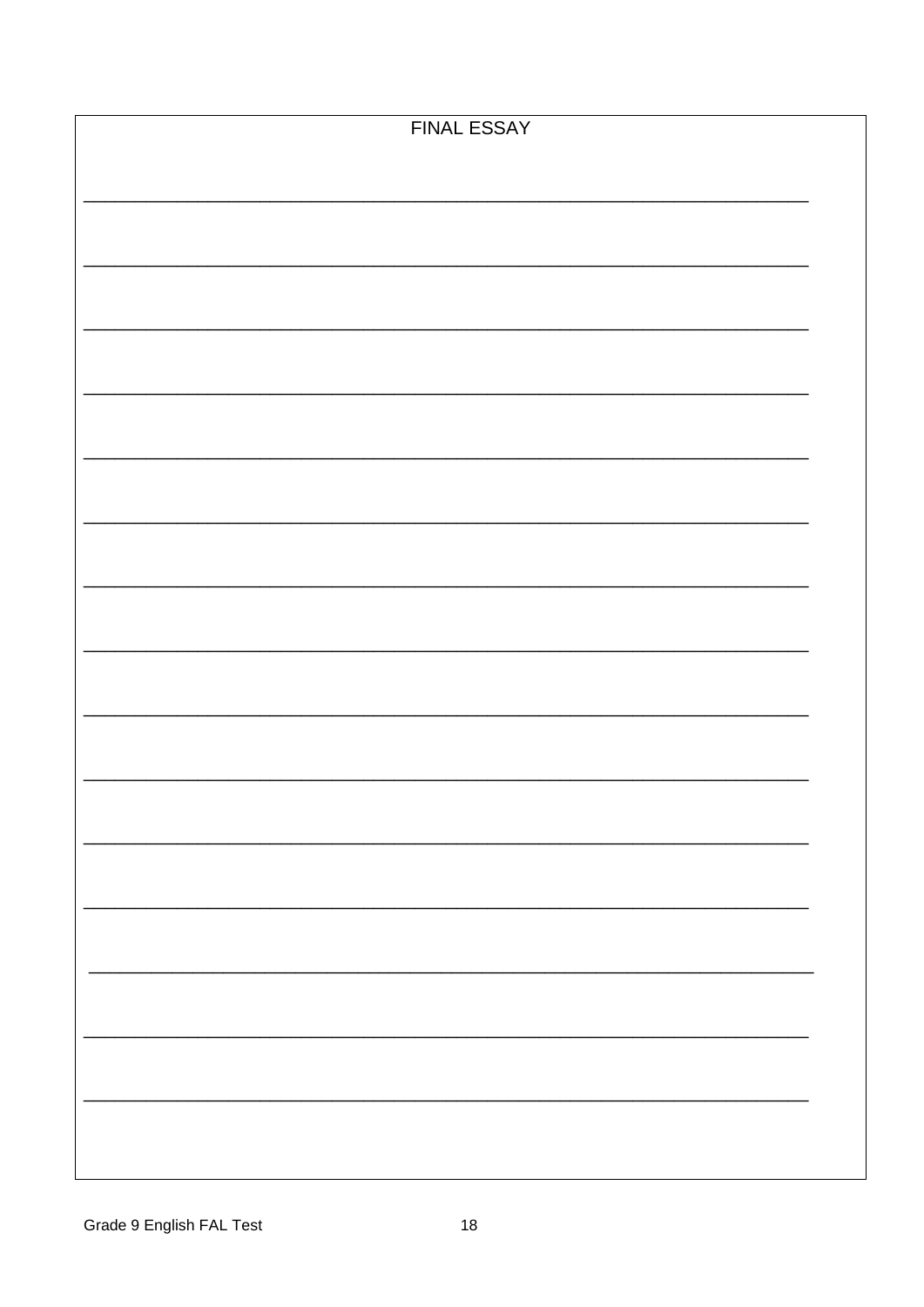FINAL ESSAY

_______________________________________________________________

_______________________________________________________________

_______________________________________________________________

_______________________________________________________________

_______________________________________________________________

_______________________________________________________________

_______________________________________________________________

_______________________________________________________________

_______________________________________________________________

_______________________________________________________________

_______________________________________________________________

_______________________________________________________________

_______________________________________________________________

_______________________________________________________________

_______________________________________________________________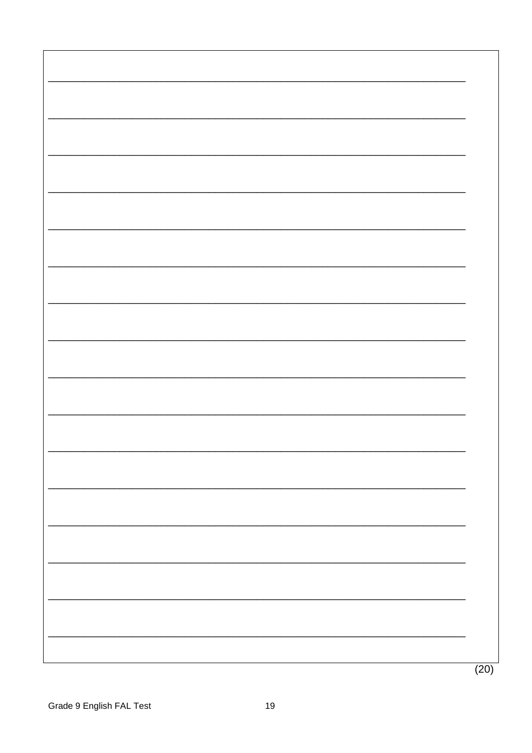(20)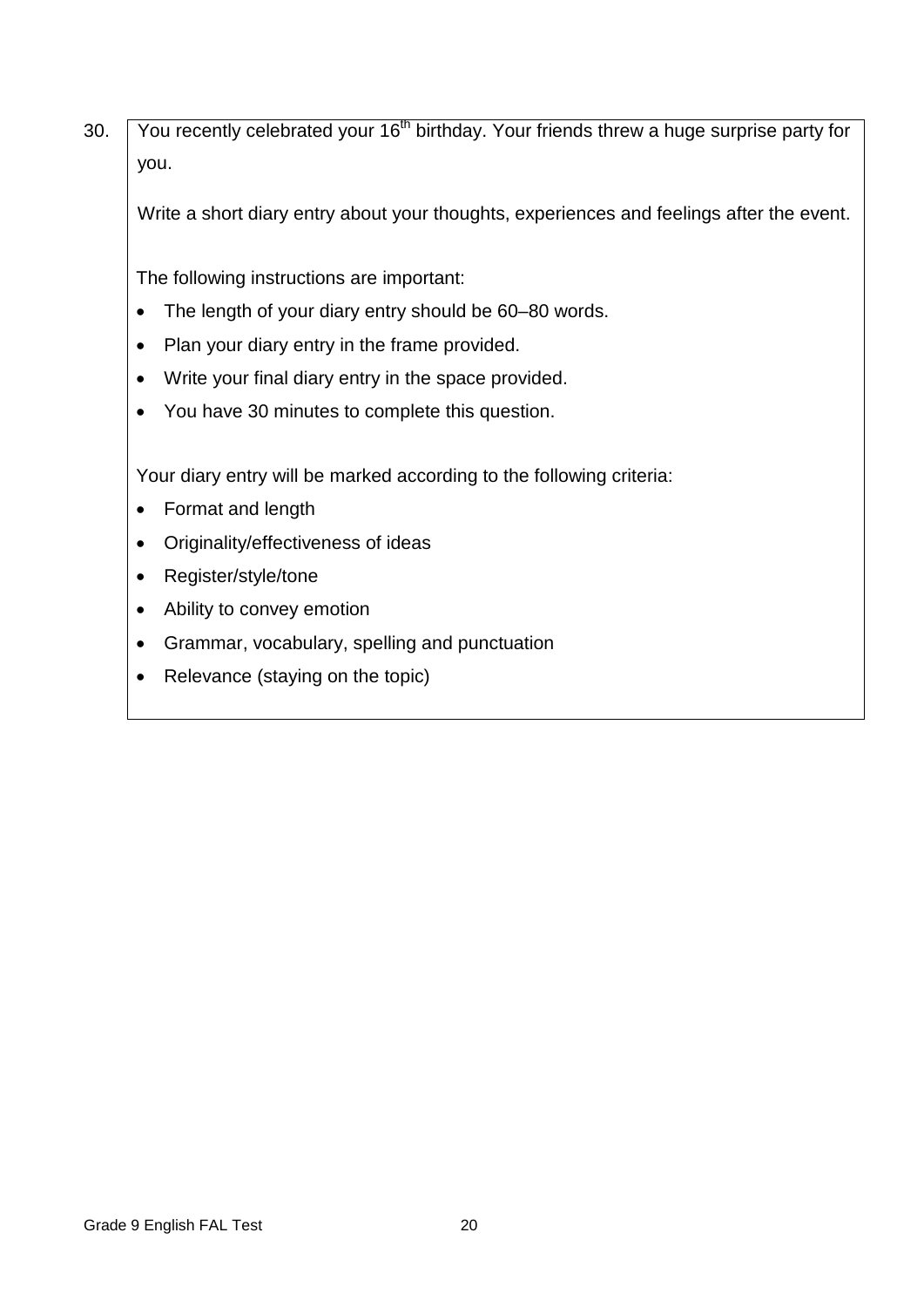30. You recently celebrated your 16th birthday. Your friends threw a huge surprise party for you.

Write a short diary entry about your thoughts, experiences and feelings after the event.

The following instructions are important:

- The length of your diary entry should be 60–80 words.
- Plan your diary entry in the frame provided.
- Write your final diary entry in the space provided.
- You have 30 minutes to complete this question.

Your diary entry will be marked according to the following criteria:

- Format and length
- Originality/effectiveness of ideas
- Register/style/tone
- Ability to convey emotion
- Grammar, vocabulary, spelling and punctuation
- Relevance (staying on the topic)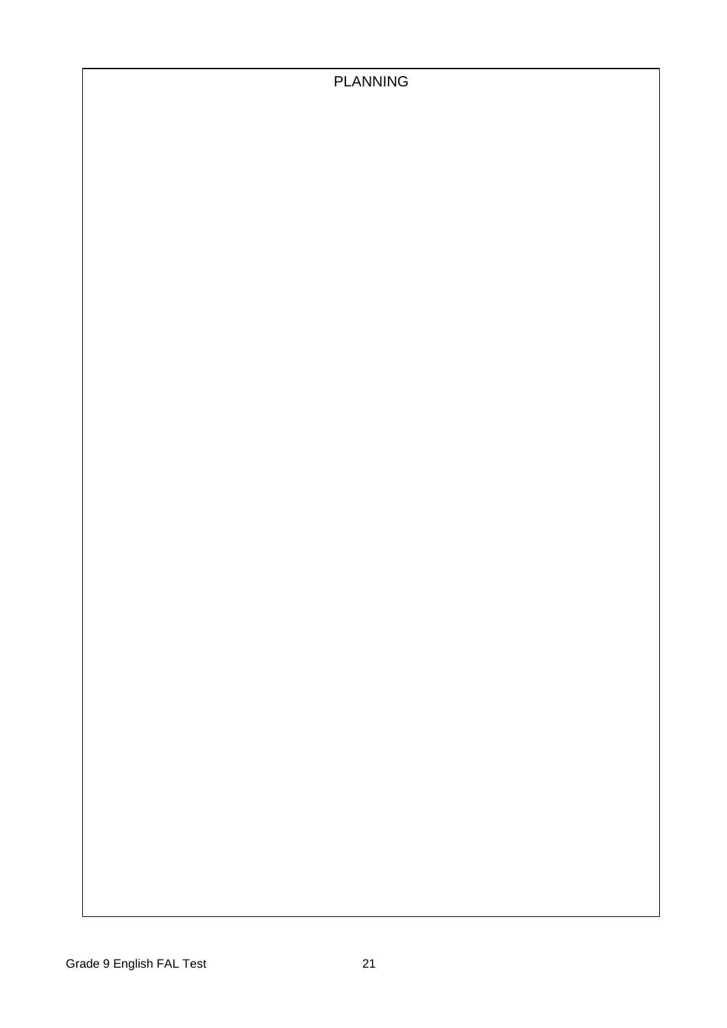PLANNING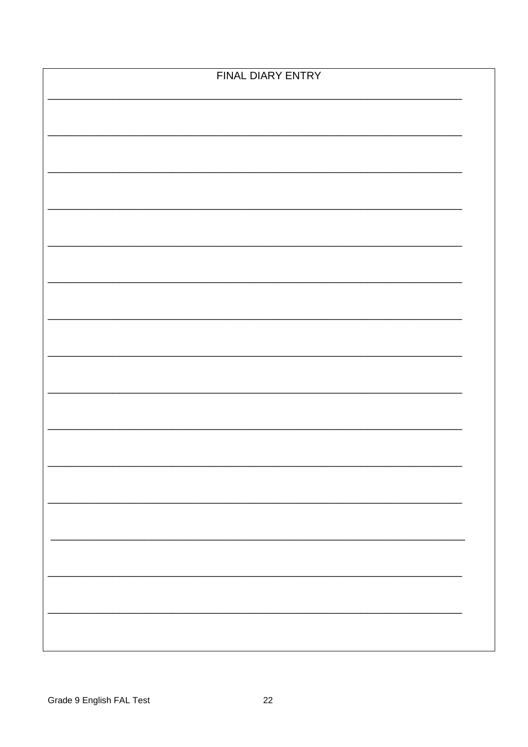FINAL DIARY ENTRY

________________________________________________________________________

________________________________________________________________________

________________________________________________________________________

________________________________________________________________________

________________________________________________________________________

________________________________________________________________________

________________________________________________________________________

________________________________________________________________________

________________________________________________________________________

________________________________________________________________________

________________________________________________________________________

________________________________________________________________________

________________________________________________________________________

________________________________________________________________________

________________________________________________________________________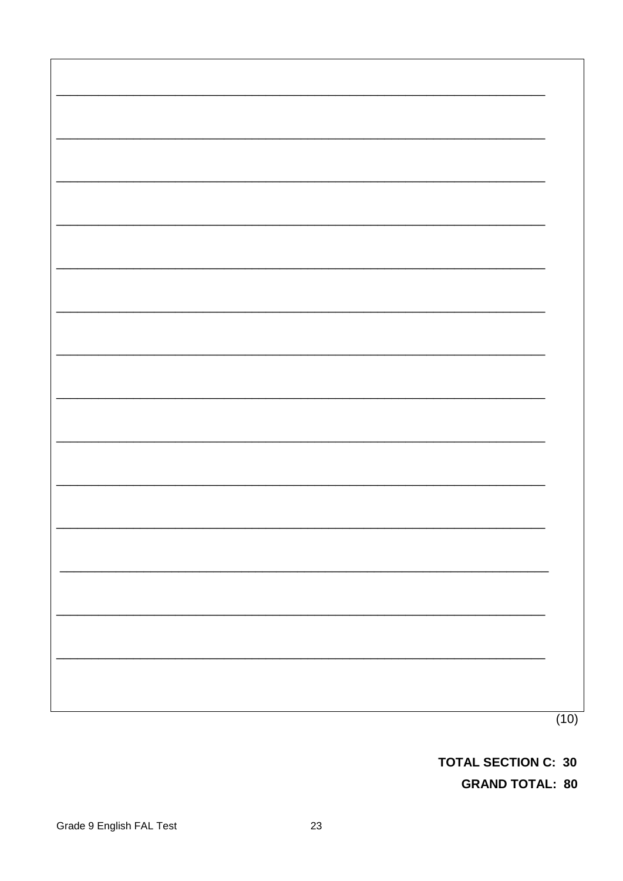(10)

**TOTAL SECTION C: 30**

**GRAND TOTAL: 80**